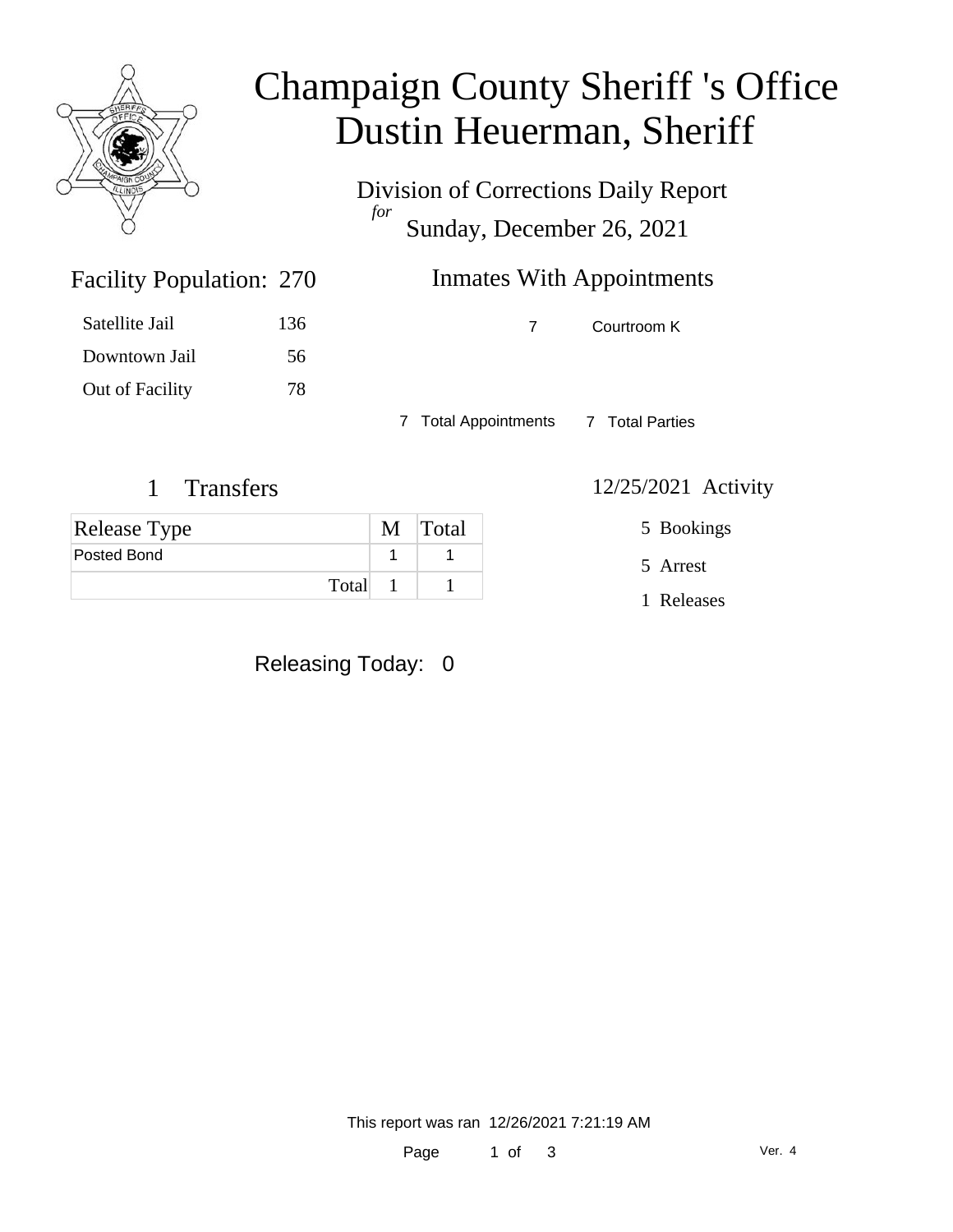# Champaign County Sheriff 's Office
# Dustin Heuerman, Sheriff

Division of Corrections Daily Report
*for*
Sunday, December 26, 2021

## Facility Population: 270

| | |
|---|---|
| Satellite Jail | 136 |
| Downtown Jail | 56 |
| Out of Facility | 78 |

## Inmates With Appointments

| | |
|---|---|
| 7 | Courtroom K |

7 Total Appointments 7 Total Parties

## 1 Transfers

| Release Type | M | Total |
|---|---|---|
| Posted Bond | 1 | 1 |
| Total | 1 | 1 |

## 12/25/2021 Activity

5 Bookings

5 Arrest

1 Releases

Releasing Today: 0

This report was ran 12/26/2021 7:21:19 AM

Ver. 4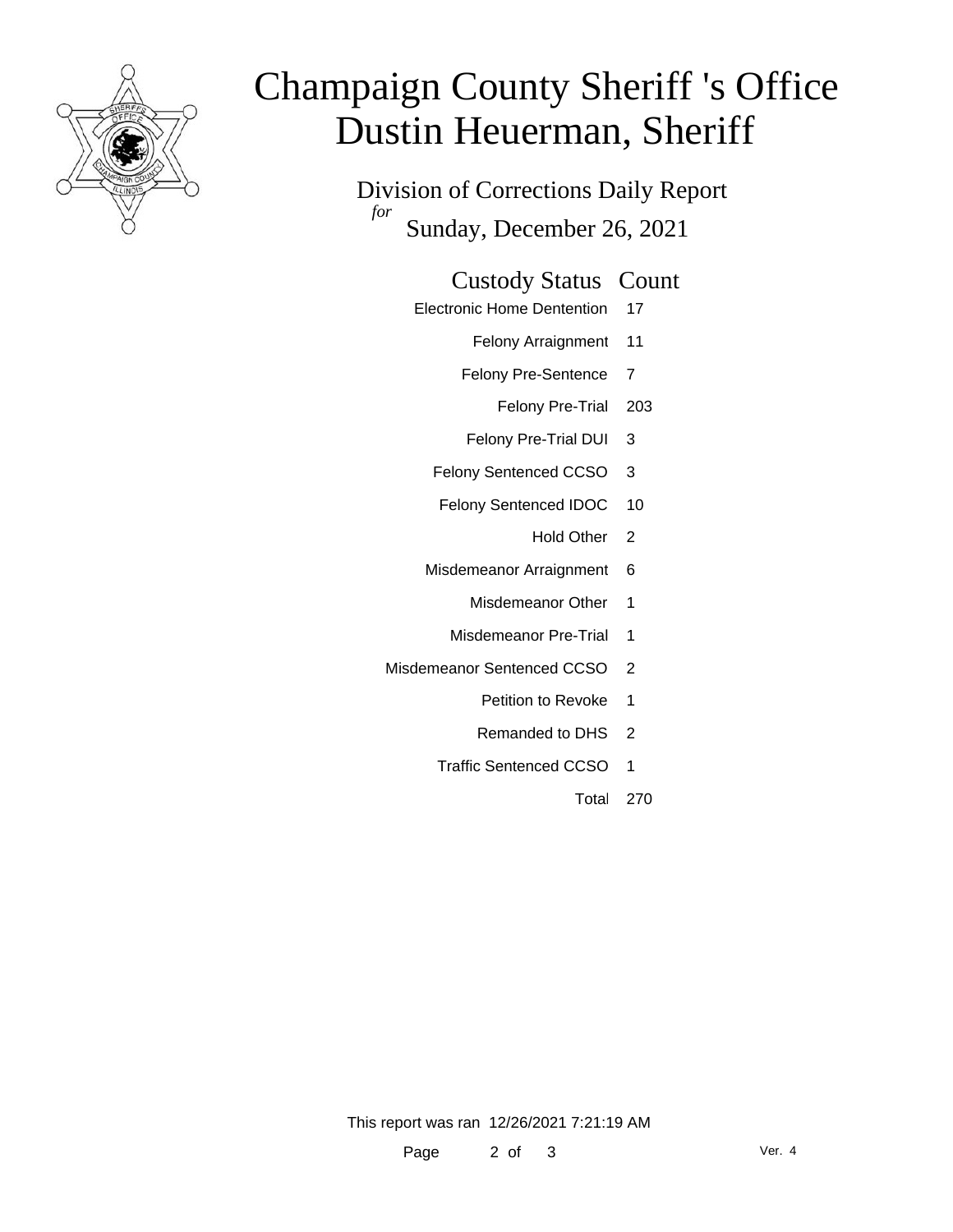# Champaign County Sheriff 's Office
# Dustin Heuerman, Sheriff

## Division of Corrections Daily Report
*for*
## Sunday, December 26, 2021

| Custody Status | Count |
|---|---|
| Electronic Home Dentention | 17 |
| Felony Arraignment | 11 |
| Felony Pre-Sentence | 7 |
| Felony Pre-Trial | 203 |
| Felony Pre-Trial DUI | 3 |
| Felony Sentenced CCSO | 3 |
| Felony Sentenced IDOC | 10 |
| Hold Other | 2 |
| Misdemeanor Arraignment | 6 |
| Misdemeanor Other | 1 |
| Misdemeanor Pre-Trial | 1 |
| Misdemeanor Sentenced CCSO | 2 |
| Petition to Revoke | 1 |
| Remanded to DHS | 2 |
| Traffic Sentenced CCSO | 1 |
| Total | 270 |

This report was ran 12/26/2021 7:21:19 AM

Ver. 4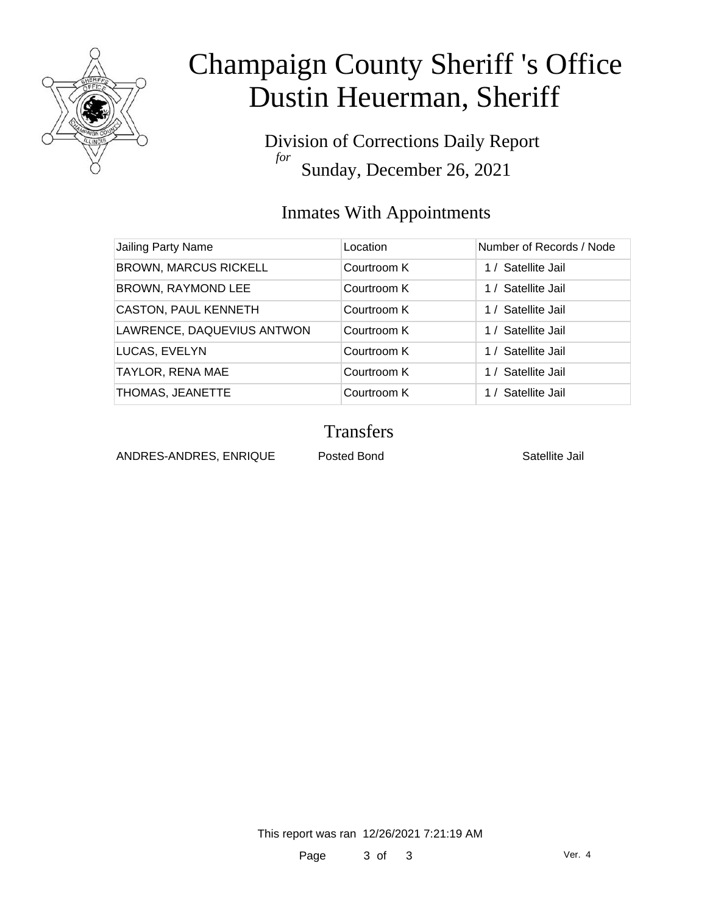# Champaign County Sheriff 's Office
# Dustin Heuerman, Sheriff

Division of Corrections Daily Report
*for*
Sunday, December 26, 2021

## Inmates With Appointments

| Jailing Party Name | Location | Number of Records / Node |
| --- | --- | --- |
| BROWN, MARCUS RICKELL | Courtroom K | 1 / Satellite Jail |
| BROWN, RAYMOND LEE | Courtroom K | 1 / Satellite Jail |
| CASTON, PAUL KENNETH | Courtroom K | 1 / Satellite Jail |
| LAWRENCE, DAQUEVIUS ANTWON | Courtroom K | 1 / Satellite Jail |
| LUCAS, EVELYN | Courtroom K | 1 / Satellite Jail |
| TAYLOR, RENA MAE | Courtroom K | 1 / Satellite Jail |
| THOMAS, JEANETTE | Courtroom K | 1 / Satellite Jail |

## Transfers

| | | |
| --- | --- | --- |
| ANDRES-ANDRES, ENRIQUE | Posted Bond | Satellite Jail |

This report was ran 12/26/2021 7:21:19 AM

Ver. 4